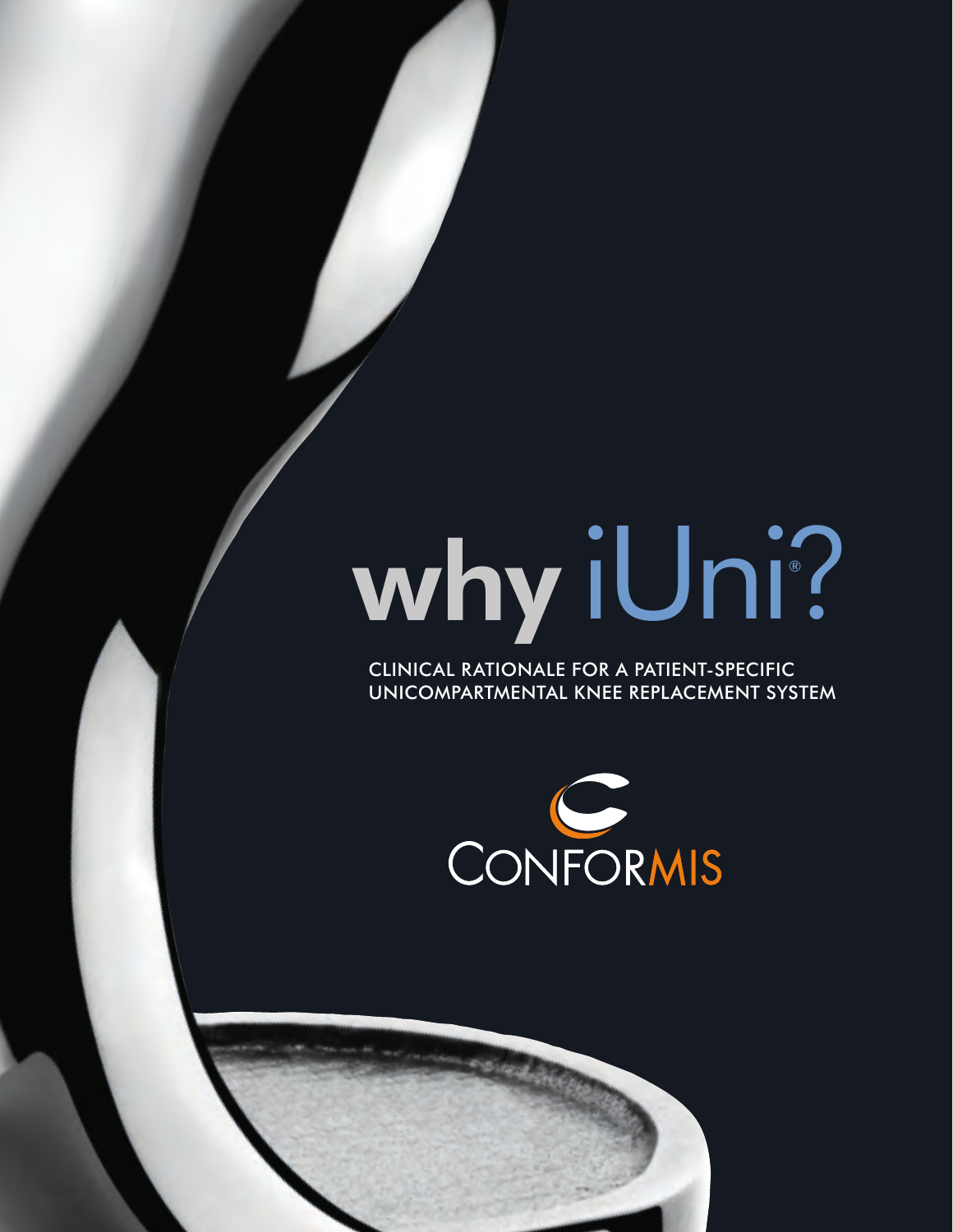# why iUni®?

CLINICAL RATIONALE FOR A PATIENT-SPECIFIC UNICOMPARTMENTAL KNEE REPLACEMENT SYSTEM

CONFORMIS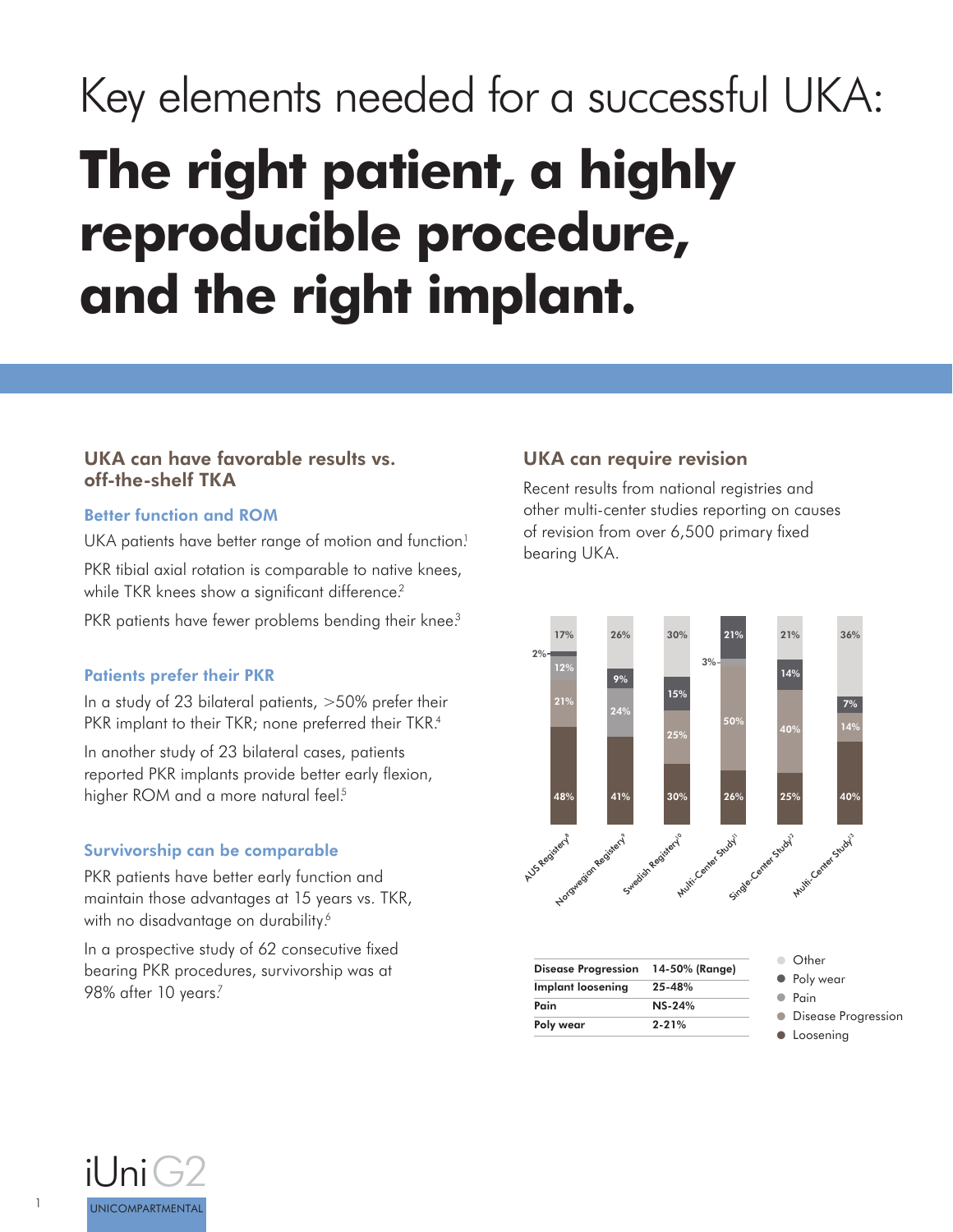Key elements needed for a successful UKA:

# The right patient, a highly reproducible procedure, and the right implant.

## UKA can have favorable results vs. off-the-shelf TKA

### Better function and ROM

UKA patients have better range of motion and function.[1]

PKR tibial axial rotation is comparable to native knees, while TKR knees show a significant difference.[2]

PKR patients have fewer problems bending their knee.[3]

### Patients prefer their PKR

In a study of 23 bilateral patients, >50% prefer their PKR implant to their TKR; none preferred their TKR.[4]

In another study of 23 bilateral cases, patients reported PKR implants provide better early flexion, higher ROM and a more natural feel.[5]

### Survivorship can be comparable

PKR patients have better early function and maintain those advantages at 15 years vs. TKR, with no disadvantage on durability.[6]

In a prospective study of 62 consecutive fixed bearing PKR procedures, survivorship was at 98% after 10 years.[7]

## UKA can require revision

Recent results from national registries and other multi-center studies reporting on causes of revision from over 6,500 primary fixed bearing UKA.

| | AUS Registry[8] | Norwegian Registry[9] | Swedish Registry[10] | Multi-Center Study[11] | Single-Center Study[12] | Multi-Center Study[13] |
|---|---|---|---|---|---|---|
| Other | 17% | 26% | 30% | 21% | 21% | 36% |
| Poly wear | 2% | 9% | 15% | 3% | 14% | 7% |
| Pain | 12% | | | | | |
| Disease Progression | 21% | 24% | 25% | 50% | 40% | 14% |
| Loosening | 48% | 41% | 30% | 26% | 25% | 40% |

| Disease Progression | 14-50% (Range) |
|---|---|
| Implant loosening | 25-48% |
| Pain | NS-24% |
| Poly wear | 2-21% |

iUni G2 UNICOMPARTMENTAL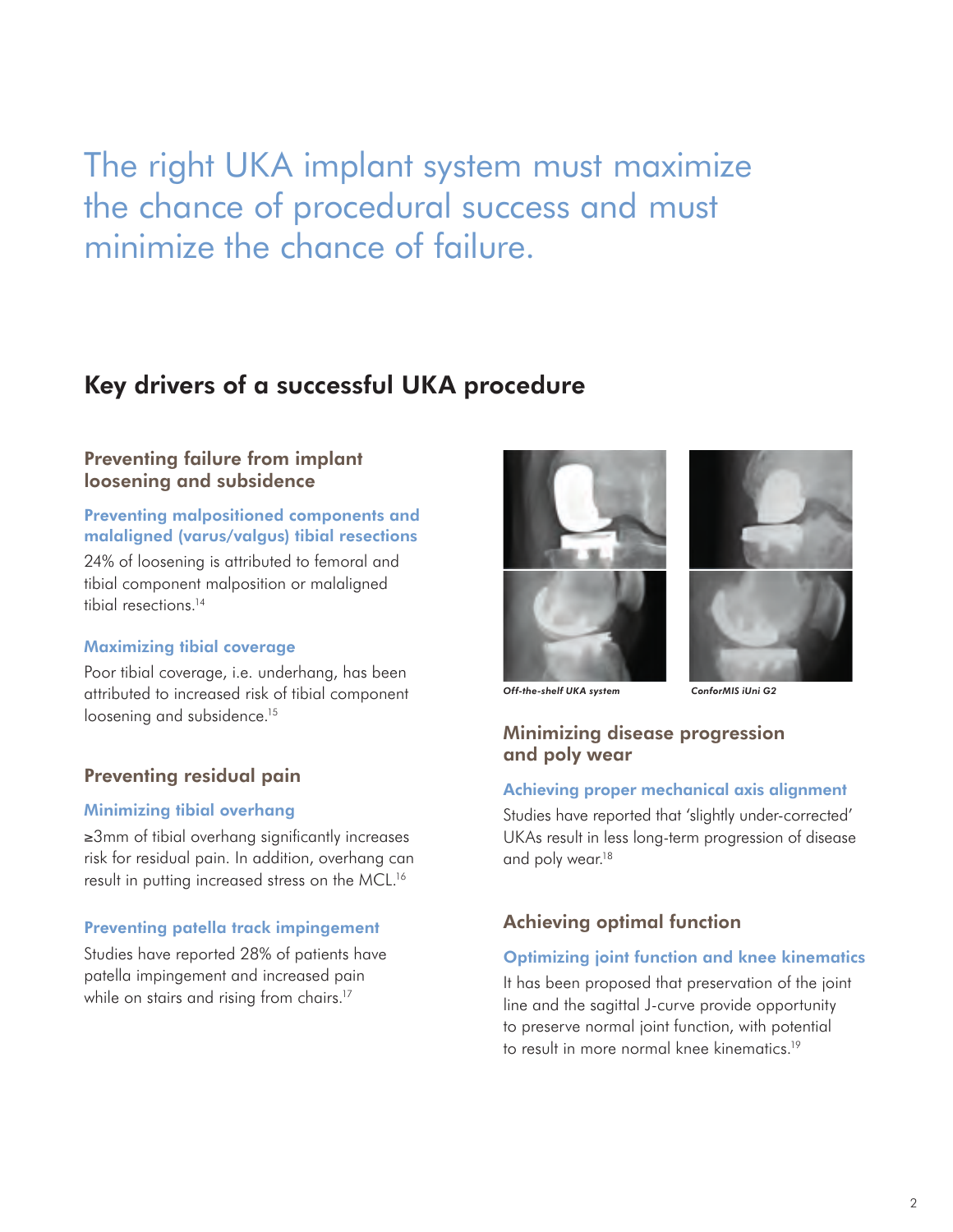# The right UKA implant system must maximize the chance of procedural success and must minimize the chance of failure.

## Key drivers of a successful UKA procedure

### Preventing failure from implant loosening and subsidence

#### Preventing malpositioned components and malaligned (varus/valgus) tibial resections

24% of loosening is attributed to femoral and tibial component malposition or malaligned tibial resections.[14]

#### Maximizing tibial coverage

Poor tibial coverage, i.e. underhang, has been attributed to increased risk of tibial component loosening and subsidence.[15]

### Preventing residual pain

#### Minimizing tibial overhang

≥3mm of tibial overhang significantly increases risk for residual pain. In addition, overhang can result in putting increased stress on the MCL.[16]

#### Preventing patella track impingement

Studies have reported 28% of patients have patella impingement and increased pain while on stairs and rising from chairs.[17]

*Off-the-shelf UKA system*

*ConforMIS iUni G2*

### Minimizing disease progression and poly wear

#### Achieving proper mechanical axis alignment

Studies have reported that 'slightly under-corrected' UKAs result in less long-term progression of disease and poly wear.[18]

### Achieving optimal function

#### Optimizing joint function and knee kinematics

It has been proposed that preservation of the joint line and the sagittal J-curve provide opportunity to preserve normal joint function, with potential to result in more normal knee kinematics.[19]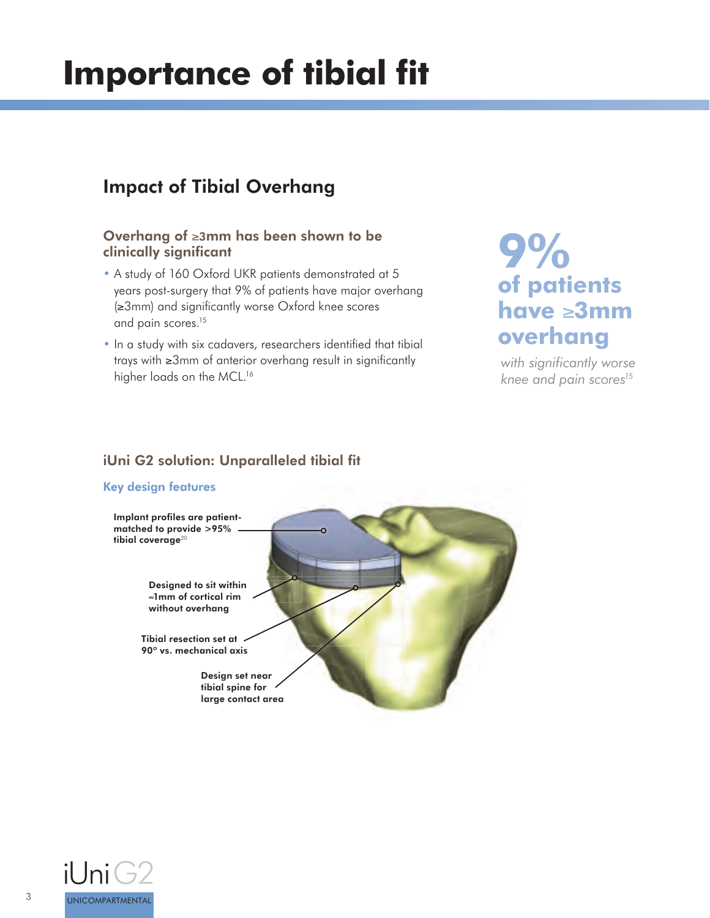# Importance of tibial fit

## Impact of Tibial Overhang

### Overhang of ≥3mm has been shown to be clinically significant

- A study of 160 Oxford UKR patients demonstrated at 5 years post-surgery that 9% of patients have major overhang (≥3mm) and significantly worse Oxford knee scores and pain scores.[15]
- In a study with six cadavers, researchers identified that tibial trays with ≥3mm of anterior overhang result in significantly higher loads on the MCL.[16]

**9% of patients have ≥3mm overhang**

*with significantly worse knee and pain scores[15]*

### iUni G2 solution: Unparalleled tibial fit

#### Key design features

**Implant profiles are patient-matched to provide >95% tibial coverage[20]**

**Designed to sit within ≈1mm of cortical rim without overhang**

**Tibial resection set at 90° vs. mechanical axis**

**Design set near tibial spine for large contact area**

iUni G2

UNICOMPARTMENTAL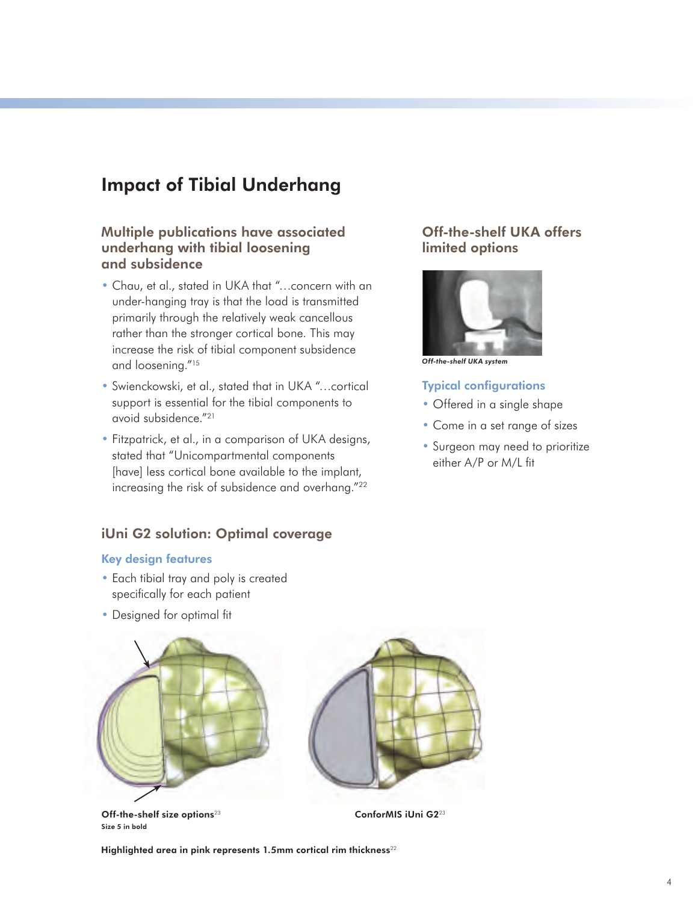# Impact of Tibial Underhang

## Multiple publications have associated underhang with tibial loosening and subsidence

- Chau, et al., stated in UKA that "…concern with an under-hanging tray is that the load is transmitted primarily through the relatively weak cancellous rather than the stronger cortical bone. This may increase the risk of tibial component subsidence and loosening."[15]
- Swienckowski, et al., stated that in UKA "…cortical support is essential for the tibial components to avoid subsidence."[21]
- Fitzpatrick, et al., in a comparison of UKA designs, stated that "Unicompartmental components [have] less cortical bone available to the implant, increasing the risk of subsidence and overhang."[22]

## Off-the-shelf UKA offers limited options

*Off-the-shelf UKA system*

### Typical configurations

- Offered in a single shape
- Come in a set range of sizes
- Surgeon may need to prioritize either A/P or M/L fit

## iUni G2 solution: Optimal coverage

### Key design features

- Each tibial tray and poly is created specifically for each patient
- Designed for optimal fit

**Off-the-shelf size options**[23]
**Size 5 in bold**

**ConforMIS iUni G2**[23]

**Highlighted area in pink represents 1.5mm cortical rim thickness**[22]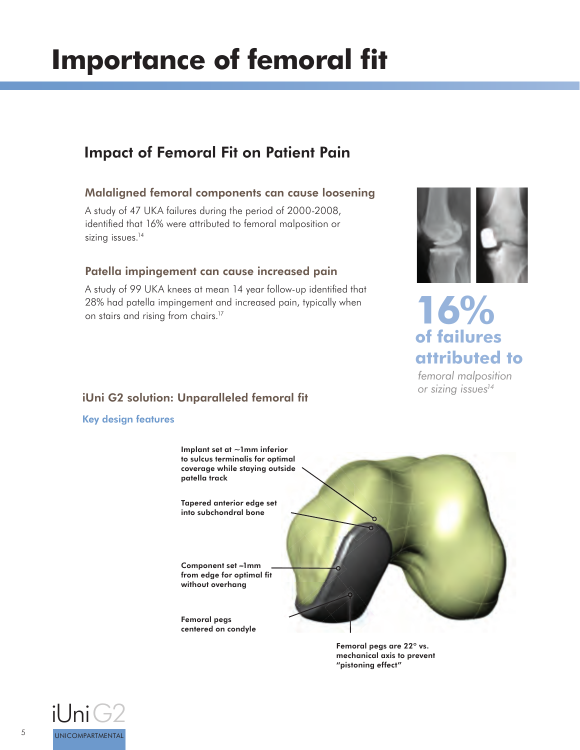# Importance of femoral fit

## Impact of Femoral Fit on Patient Pain

### Malaligned femoral components can cause loosening

A study of 47 UKA failures during the period of 2000-2008, identified that 16% were attributed to femoral malposition or sizing issues.[14]

### Patella impingement can cause increased pain

A study of 99 UKA knees at mean 14 year follow-up identified that 28% had patella impingement and increased pain, typically when on stairs and rising from chairs.[17]

**16%**
**of failures attributed to**
*femoral malposition or sizing issues*[14]

### iUni G2 solution: Unparalleled femoral fit

**Key design features**

**Implant set at ~1mm inferior to sulcus terminalis for optimal coverage while staying outside patella track**

**Tapered anterior edge set into subchondral bone**

**Component set ≈1mm from edge for optimal fit without overhang**

**Femoral pegs centered on condyle**

**Femoral pegs are 22° vs. mechanical axis to prevent "pistoning effect"**

iUni G2
UNICOMPARTMENTAL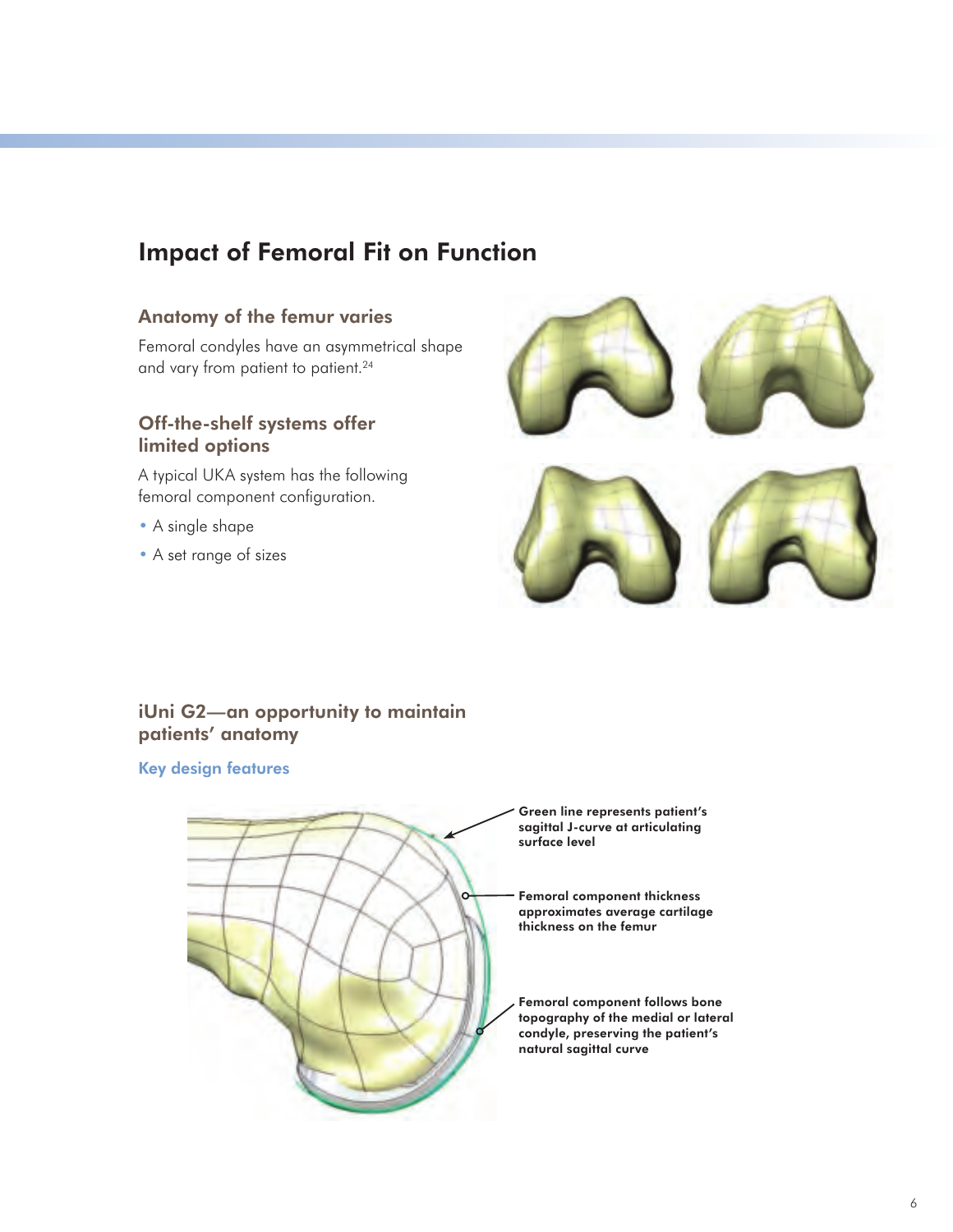## Impact of Femoral Fit on Function

### Anatomy of the femur varies

Femoral condyles have an asymmetrical shape and vary from patient to patient.[24]

### Off-the-shelf systems offer limited options

A typical UKA system has the following femoral component configuration.

- A single shape
- A set range of sizes

### iUni G2—an opportunity to maintain patients' anatomy

#### Key design features

**Green line represents patient's sagittal J-curve at articulating surface level**

**Femoral component thickness approximates average cartilage thickness on the femur**

**Femoral component follows bone topography of the medial or lateral condyle, preserving the patient's natural sagittal curve**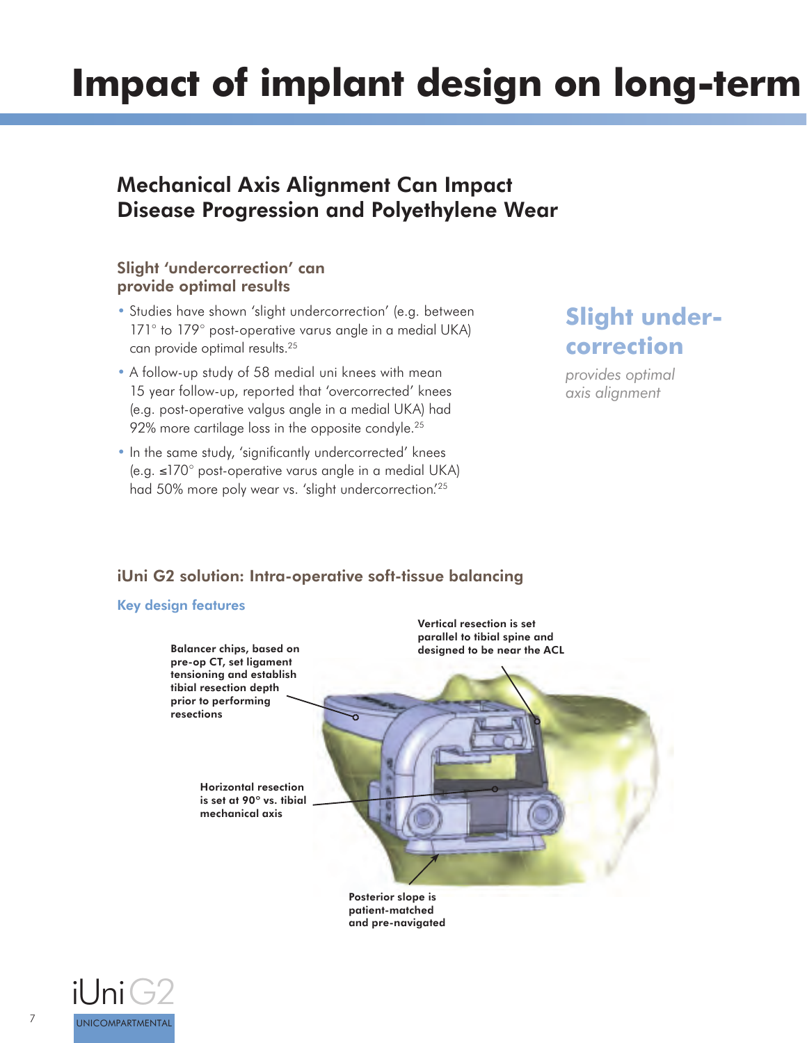# Impact of implant design on long-term

## Mechanical Axis Alignment Can Impact Disease Progression and Polyethylene Wear

### Slight 'undercorrection' can provide optimal results

- Studies have shown 'slight undercorrection' (e.g. between 171° to 179° post-operative varus angle in a medial UKA) can provide optimal results.[25]
- A follow-up study of 58 medial uni knees with mean 15 year follow-up, reported that 'overcorrected' knees (e.g. post-operative valgus angle in a medial UKA) had 92% more cartilage loss in the opposite condyle.[25]
- In the same study, 'significantly undercorrected' knees (e.g. ≤170° post-operative varus angle in a medial UKA) had 50% more poly wear vs. 'slight undercorrection.'[25]

**Slight under-correction**

*provides optimal axis alignment*

### iUni G2 solution: Intra-operative soft-tissue balancing

**Key design features**

**Balancer chips, based on pre-op CT, set ligament tensioning and establish tibial resection depth prior to performing resections**

**Vertical resection is set parallel to tibial spine and designed to be near the ACL**

**Horizontal resection is set at 90° vs. tibial mechanical axis**

**Posterior slope is patient-matched and pre-navigated**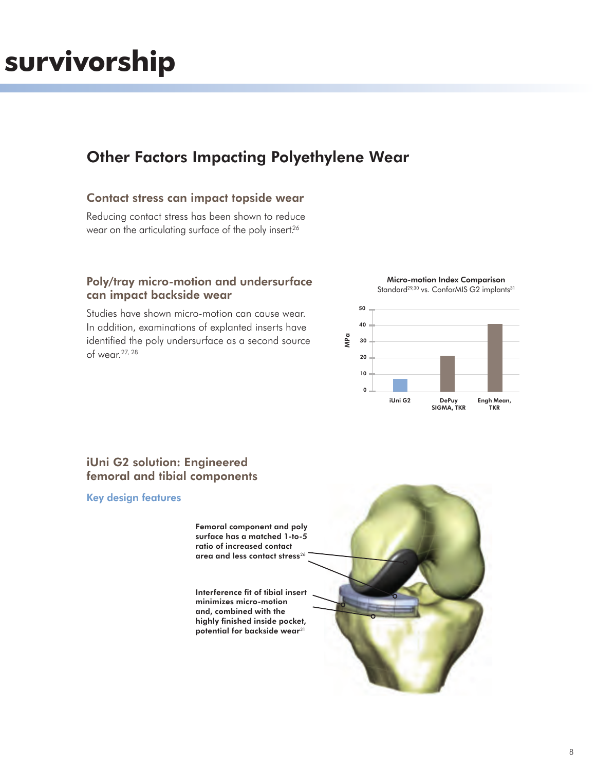# survivorship

## Other Factors Impacting Polyethylene Wear

### Contact stress can impact topside wear

Reducing contact stress has been shown to reduce wear on the articulating surface of the poly insert.[26]

### Poly/tray micro-motion and undersurface can impact backside wear

Studies have shown micro-motion can cause wear. In addition, examinations of explanted inserts have identified the poly undersurface as a second source of wear.[27, 28]

**Micro-motion Index Comparison**
Standard[29,30] vs. ConforMIS G2 implants[31]

| Implant | MPa (approx.) |
|---|---|
| iUni G2 | ~8 |
| DePuy SIGMA, TKR | ~22 |
| Engh Mean, TKR | ~41 |

### iUni G2 solution: Engineered femoral and tibial components

**Key design features**

**Femoral component and poly surface has a matched 1-to-5 ratio of increased contact area and less contact stress[26]**

**Interference fit of tibial insert minimizes micro-motion and, combined with the highly finished inside pocket, potential for backside wear[31]**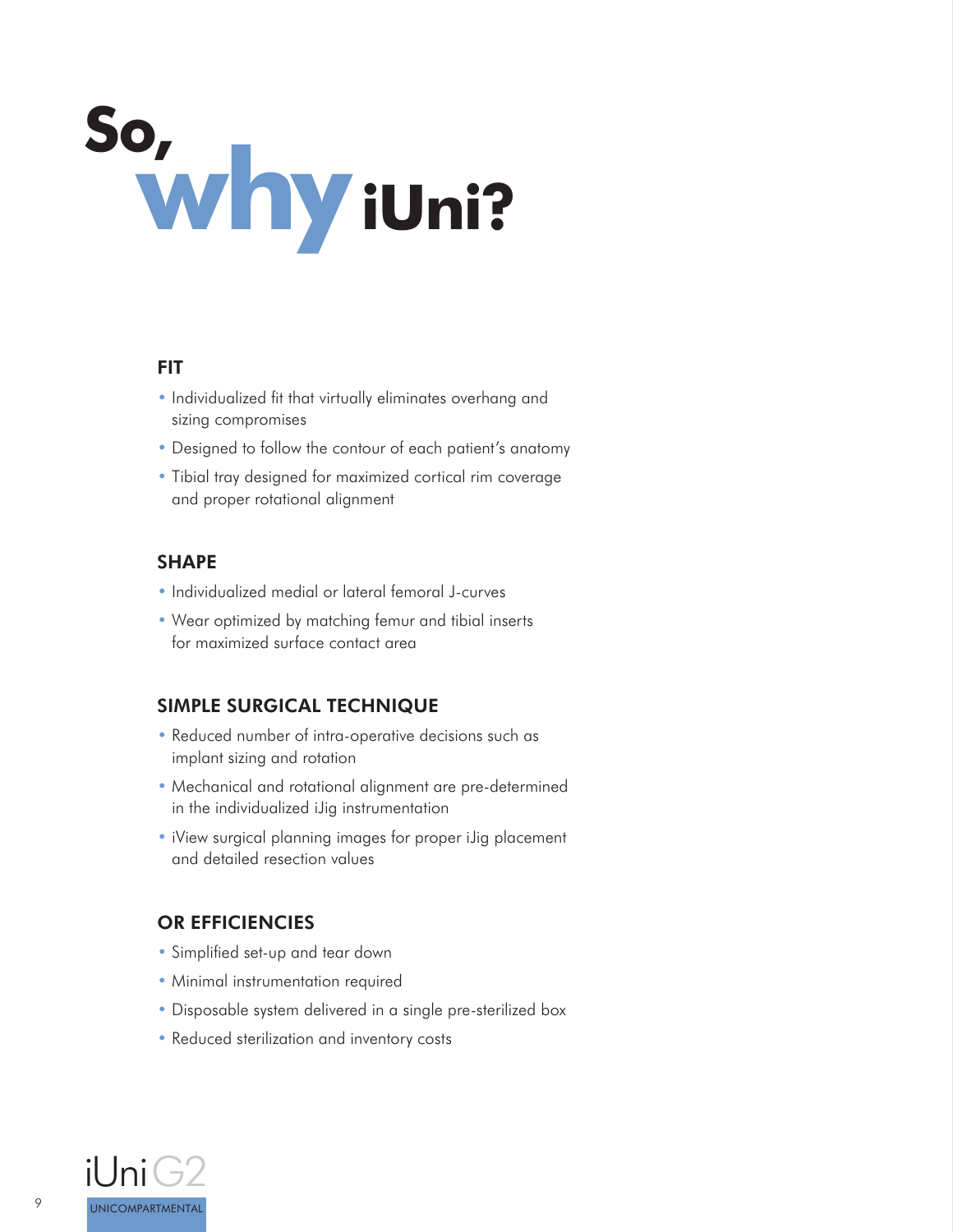# So, why iUni?

### FIT

- Individualized fit that virtually eliminates overhang and sizing compromises
- Designed to follow the contour of each patient's anatomy
- Tibial tray designed for maximized cortical rim coverage and proper rotational alignment

### SHAPE

- Individualized medial or lateral femoral J-curves
- Wear optimized by matching femur and tibial inserts for maximized surface contact area

### SIMPLE SURGICAL TECHNIQUE

- Reduced number of intra-operative decisions such as implant sizing and rotation
- Mechanical and rotational alignment are pre-determined in the individualized iJig instrumentation
- iView surgical planning images for proper iJig placement and detailed resection values

### OR EFFICIENCIES

- Simplified set-up and tear down
- Minimal instrumentation required
- Disposable system delivered in a single pre-sterilized box
- Reduced sterilization and inventory costs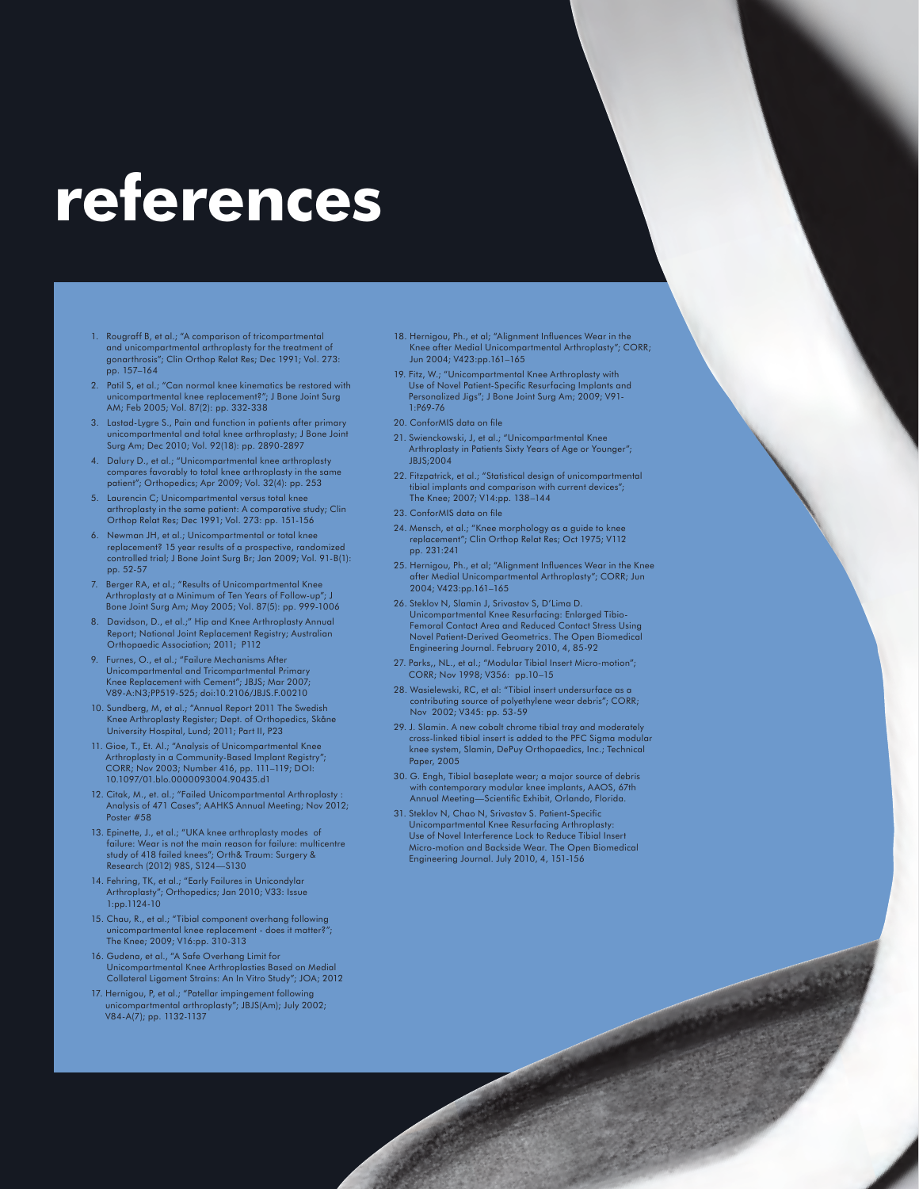# references

1. Rougraff B, et al.; "A comparison of tricompartmental and unicompartmental arthroplasty for the treatment of gonarthrosis"; Clin Orthop Relat Res; Dec 1991; Vol. 273: pp. 157–164
2. Patil S, et al.; "Can normal knee kinematics be restored with unicompartmental knee replacement?"; J Bone Joint Surg AM; Feb 2005; Vol. 87(2): pp. 332-338
3. Lastad-Lygre S., Pain and function in patients after primary unicompartmental and total knee arthroplasty; J Bone Joint Surg Am; Dec 2010; Vol. 92(18): pp. 2890-2897
4. Dalury D., et al.; "Unicompartmental knee arthroplasty compares favorably to total knee arthroplasty in the same patient"; Orthopedics; Apr 2009; Vol. 32(4): pp. 253
5. Laurencin C; Unicompartmental versus total knee arthroplasty in the same patient: A comparative study; Clin Orthop Relat Res; Dec 1991; Vol. 273: pp. 151-156
6. Newman JH, et al.; Unicompartmental or total knee replacement? 15 year results of a prospective, randomized controlled trial; J Bone Joint Surg Br; Jan 2009; Vol. 91-B(1): pp. 52-57
7. Berger RA, et al.; "Results of Unicompartmental Knee Arthroplasty at a Minimum of Ten Years of Follow-up"; J Bone Joint Surg Am; May 2005; Vol. 87(5): pp. 999-1006
8. Davidson, D., et al.;" Hip and Knee Arthroplasty Annual Report; National Joint Replacement Registry; Australian Orthopaedic Association; 2011; P112
9. Furnes, O., et al.; "Failure Mechanisms After Unicompartmental and Tricompartmental Primary Knee Replacement with Cement"; JBJS; Mar 2007; V89-A:N3;PP519-525; doi:10.2106/JBJS.F.00210
10. Sundberg, M, et al.; "Annual Report 2011 The Swedish Knee Arthroplasty Register; Dept. of Orthopedics, Skåne University Hospital, Lund; 2011; Part II, P23
11. Gioe, T., Et. Al.; "Analysis of Unicompartmental Knee Arthroplasty in a Community-Based Implant Registry"; CORR; Nov 2003; Number 416, pp. 111–119; DOI: 10.1097/01.blo.0000093004.90435.d1
12. Citak, M., et. al.; "Failed Unicompartmental Arthroplasty : Analysis of 471 Cases"; AAHKS Annual Meeting; Nov 2012; Poster #58
13. Epinette, J., et al.; "UKA knee arthroplasty modes of failure: Wear is not the main reason for failure: multicentre study of 418 failed knees"; Orth& Traum: Surgery & Research (2012) 98S, S124—S130
14. Fehring, TK, et al.; "Early Failures in Unicondylar Arthroplasty"; Orthopedics; Jan 2010; V33: Issue 1:pp.1124-10
15. Chau, R., et al.; "Tibial component overhang following unicompartmental knee replacement - does it matter?"; The Knee; 2009; V16:pp. 310-313
16. Gudena, et al., "A Safe Overhang Limit for Unicompartmental Knee Arthroplasties Based on Medial Collateral Ligament Strains: An In Vitro Study"; JOA; 2012
17. Hernigou, P, et al.; "Patellar impingement following unicompartmental arthroplasty"; JBJS(Am); July 2002; V84-A(7); pp. 1132-1137
18. Hernigou, Ph., et al; "Alignment Influences Wear in the Knee after Medial Unicompartmental Arthroplasty"; CORR; Jun 2004; V423:pp.161–165
19. Fitz, W.; "Unicompartmental Knee Arthroplasty with Use of Novel Patient-Specific Resurfacing Implants and Personalized Jigs"; J Bone Joint Surg Am; 2009; V91-1:P69-76
20. ConforMIS data on file
21. Swienckowski, J, et al.; "Unicompartmental Knee Arthroplasty in Patients Sixty Years of Age or Younger"; JBJS;2004
22. Fitzpatrick, et al.; "Statistical design of unicompartmental tibial implants and comparison with current devices"; The Knee; 2007; V14:pp. 138–144
23. ConforMIS data on file
24. Mensch, et al.; "Knee morphology as a guide to knee replacement"; Clin Orthop Relat Res; Oct 1975; V112 pp. 231:241
25. Hernigou, Ph., et al; "Alignment Influences Wear in the Knee after Medial Unicompartmental Arthroplasty"; CORR; Jun 2004; V423:pp.161–165
26. Steklov N, Slamin J, Srivastav S, D'Lima D. Unicompartmental Knee Resurfacing: Enlarged Tibio-Femoral Contact Area and Reduced Contact Stress Using Novel Patient-Derived Geometrics. The Open Biomedical Engineering Journal. February 2010, 4, 85-92
27. Parks,, NL., et al.; "Modular Tibial Insert Micro-motion"; CORR; Nov 1998; V356: pp.10–15
28. Wasielewski, RC, et al: "Tibial insert undersurface as a contributing source of polyethylene wear debris"; CORR; Nov 2002; V345: pp. 53-59
29. J. Slamin. A new cobalt chrome tibial tray and moderately cross-linked tibial insert is added to the PFC Sigma modular knee system, Slamin, DePuy Orthopaedics, Inc.; Technical Paper, 2005
30. G. Engh, Tibial baseplate wear; a major source of debris with contemporary modular knee implants, AAOS, 67th Annual Meeting—Scientific Exhibit, Orlando, Florida.
31. Steklov N, Chao N, Srivastav S. Patient-Specific Unicompartmental Knee Resurfacing Arthroplasty: Use of Novel Interference Lock to Reduce Tibial Insert Micro-motion and Backside Wear. The Open Biomedical Engineering Journal. July 2010, 4, 151-156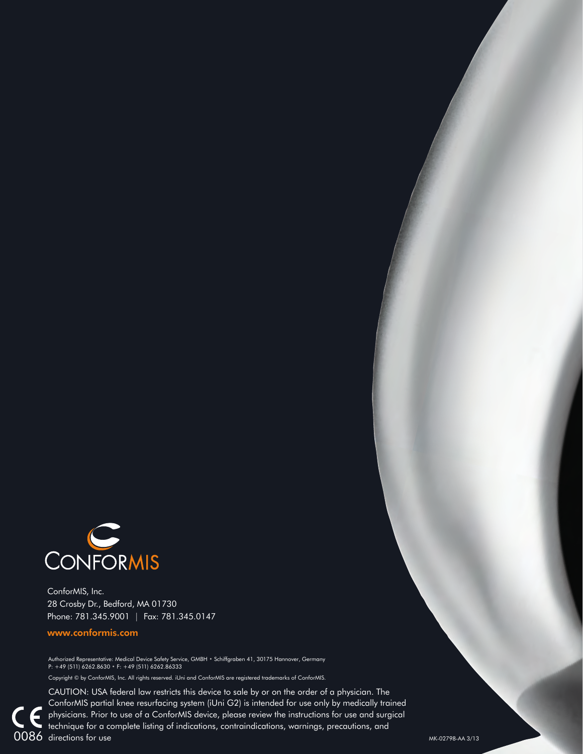CONFORMIS

ConforMIS, Inc.
28 Crosby Dr., Bedford, MA 01730
Phone: 781.345.9001 | Fax: 781.345.0147

**www.conformis.com**

Authorized Representative: Medical Device Safety Service, GMBH • Schiffgraben 41, 30175 Hannover, Germany
P: +49 (511) 6262.8630 • F: +49 (511) 6262.86333

Copyright © by ConforMIS, Inc. All rights reserved. iUni and ConforMIS are registered trademarks of ConforMIS.

CAUTION: USA federal law restricts this device to sale by or on the order of a physician. The ConforMIS partial knee resurfacing system (iUni G2) is intended for use only by medically trained physicians. Prior to use of a ConforMIS device, please review the instructions for use and surgical technique for a complete listing of indications, contraindications, warnings, precautions, and directions for use

CE 0086

MK-02798-AA 3/13